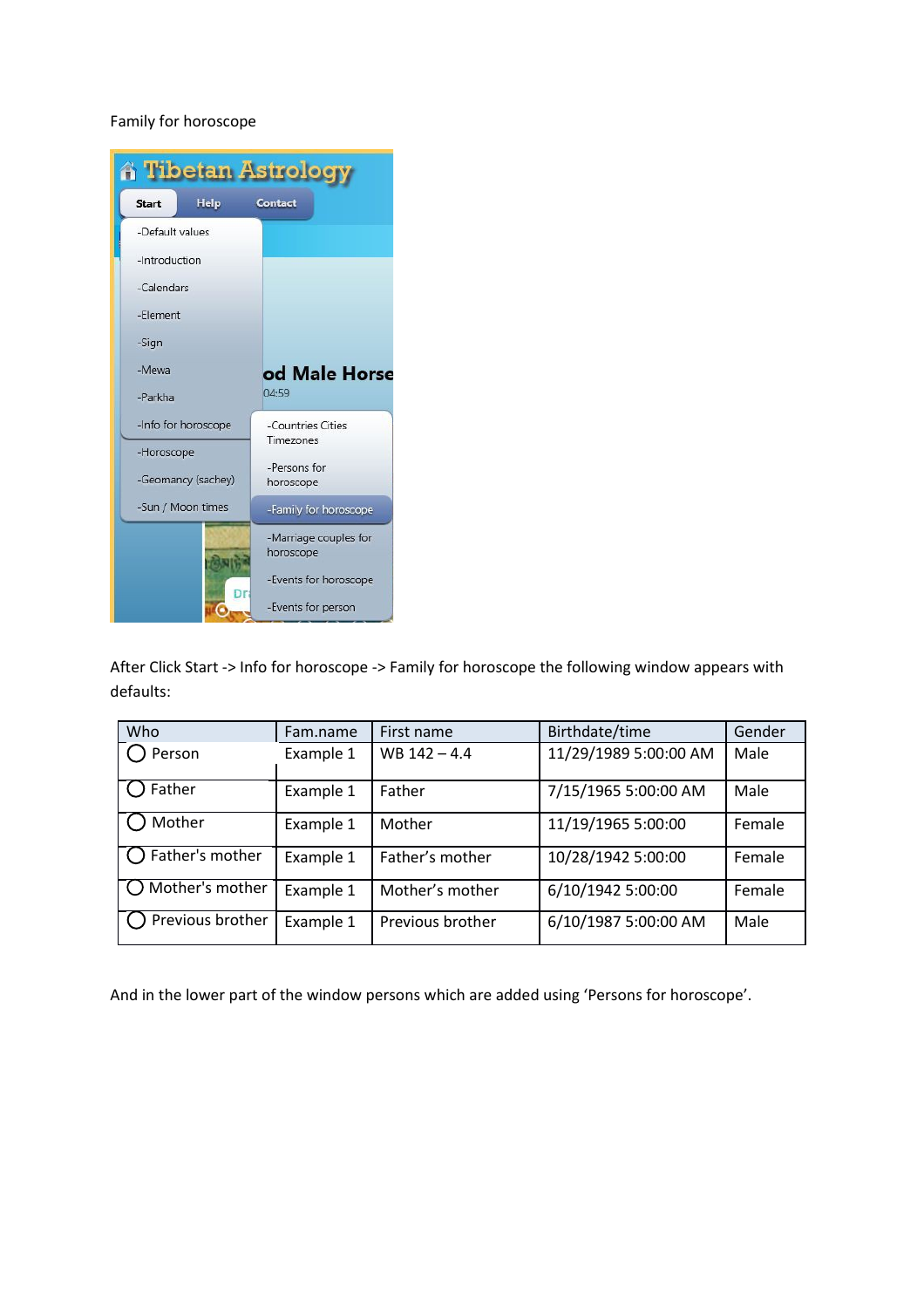Family for horoscope

After Click Start -> Info for horoscope -> Family for horoscope the following window appears with defaults:

| Who | Fam.name | First name | Birthdate/time | Gender |
|---|---|---|---|---|
| ◯ Person | Example 1 | WB 142 – 4.4 | 11/29/1989 5:00:00 AM | Male |
| ◯ Father | Example 1 | Father | 7/15/1965 5:00:00 AM | Male |
| ◯ Mother | Example 1 | Mother | 11/19/1965 5:00:00 | Female |
| ◯ Father's mother | Example 1 | Father's mother | 10/28/1942 5:00:00 | Female |
| ◯ Mother's mother | Example 1 | Mother's mother | 6/10/1942 5:00:00 | Female |
| ◯ Previous brother | Example 1 | Previous brother | 6/10/1987 5:00:00 AM | Male |

And in the lower part of the window persons which are added using 'Persons for horoscope'.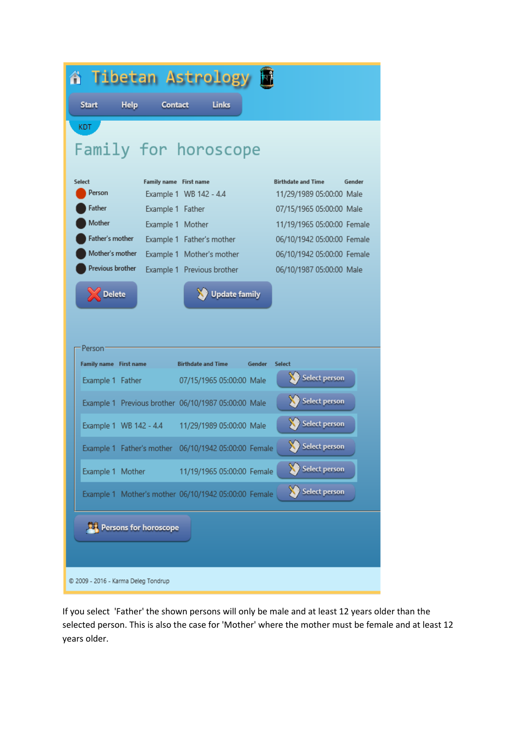# Tibetan Astrology

Start Help Contact Links

KDT

## Family for horoscope

| Select | Family name | First name | Birthdate and Time | Gender |
|---|---|---|---|---|
| Person | Example 1 | WB 142 - 4.4 | 11/29/1989 05:00:00 | Male |
| Father | Example 1 | Father | 07/15/1965 05:00:00 | Male |
| Mother | Example 1 | Mother | 11/19/1965 05:00:00 | Female |
| Father's mother | Example 1 | Father's mother | 06/10/1942 05:00:00 | Female |
| Mother's mother | Example 1 | Mother's mother | 06/10/1942 05:00:00 | Female |
| Previous brother | Example 1 | Previous brother | 06/10/1987 05:00:00 | Male |

Delete Update family

Person

| Family name | First name | Birthdate and Time | Gender | Select |
|---|---|---|---|---|
| Example 1 | Father | 07/15/1965 05:00:00 | Male | Select person |
| Example 1 | Previous brother | 06/10/1987 05:00:00 | Male | Select person |
| Example 1 | WB 142 - 4.4 | 11/29/1989 05:00:00 | Male | Select person |
| Example 1 | Father's mother | 06/10/1942 05:00:00 | Female | Select person |
| Example 1 | Mother | 11/19/1965 05:00:00 | Female | Select person |
| Example 1 | Mother's mother | 06/10/1942 05:00:00 | Female | Select person |

Persons for horoscope

© 2009 - 2016 - Karma Deleg Tondrup

If you select 'Father' the shown persons will only be male and at least 12 years older than the selected person. This is also the case for 'Mother' where the mother must be female and at least 12 years older.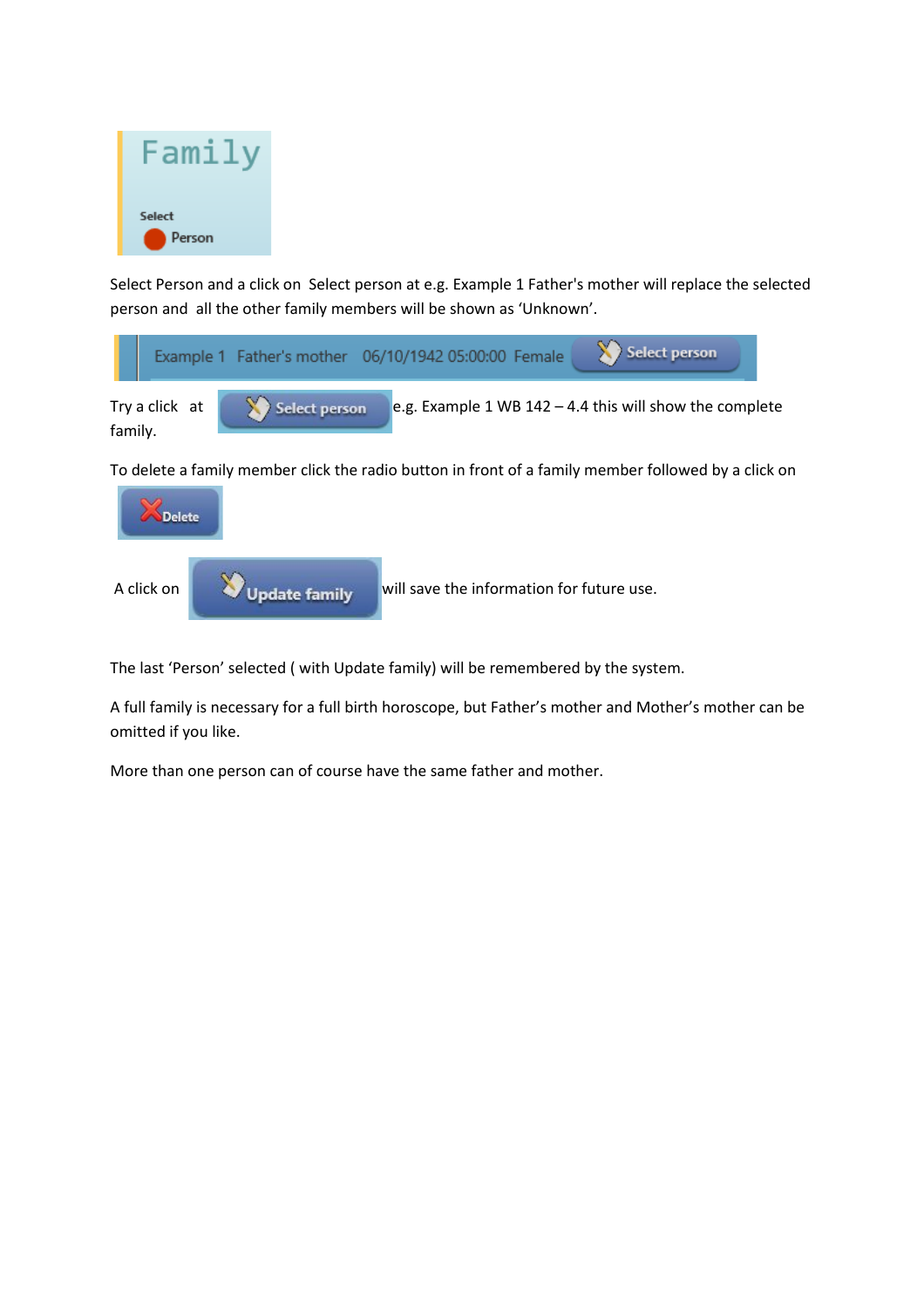Family

Select

Person

Select Person and a click on  Select person at e.g. Example 1 Father's mother will replace the selected person and  all the other family members will be shown as ‘Unknown’.

Example 1   Father's mother   06/10/1942 05:00:00   Female   Select person

Try a click   at   Select person   e.g. Example 1 WB 142 – 4.4 this will show the complete family.

To delete a family member click the radio button in front of a family member followed by a click on

Delete

A click on   Update family   will save the information for future use.

The last ‘Person’ selected ( with Update family) will be remembered by the system.

A full family is necessary for a full birth horoscope, but Father’s mother and Mother’s mother can be omitted if you like.

More than one person can of course have the same father and mother.